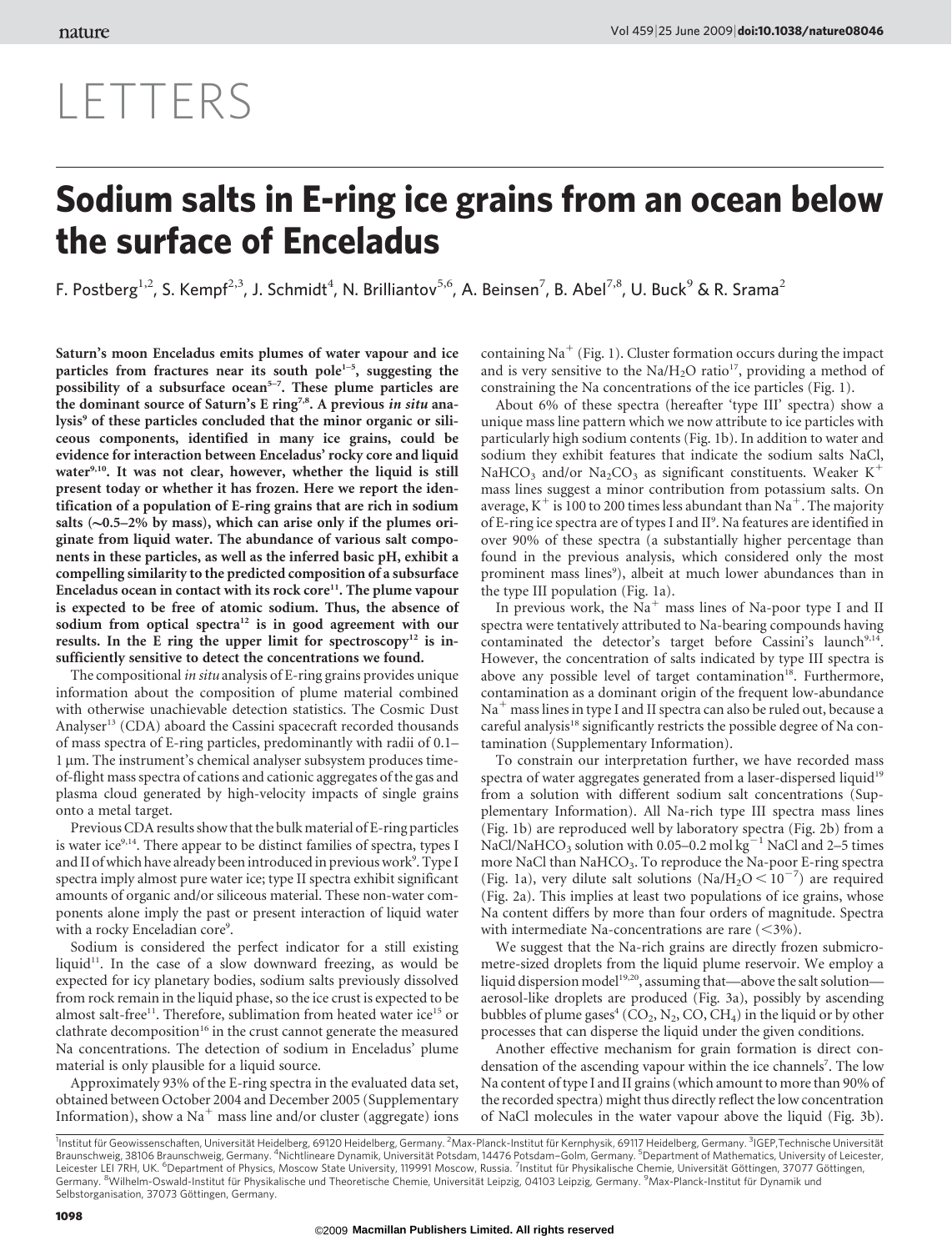# LETTERS

# Sodium salts in E-ring ice grains from an ocean below the surface of Enceladus

F. Postberg[1,2], S. Kempf[2,3], J. Schmidt[4], N. Brilliantov[5,6], A. Beinsen[7], B. Abel[7,8], U. Buck[9] & R. Srama[2]

**Saturn's moon Enceladus emits plumes of water vapour and ice particles from fractures near its south pole[1–5], suggesting the possibility of a subsurface ocean[5–7]. These plume particles are the dominant source of Saturn's E ring[7,8]. A previous *in situ* analysis[9] of these particles concluded that the minor organic or siliceous components, identified in many ice grains, could be evidence for interaction between Enceladus' rocky core and liquid water[9,10]. It was not clear, however, whether the liquid is still present today or whether it has frozen. Here we report the identification of a population of E-ring grains that are rich in sodium salts (~0.5–2% by mass), which can arise only if the plumes originate from liquid water. The abundance of various salt components in these particles, as well as the inferred basic pH, exhibit a compelling similarity to the predicted composition of a subsurface Enceladus ocean in contact with its rock core[11]. The plume vapour is expected to be free of atomic sodium. Thus, the absence of sodium from optical spectra[12] is in good agreement with our results. In the E ring the upper limit for spectroscopy[12] is insufficiently sensitive to detect the concentrations we found.**

The compositional *in situ* analysis of E-ring grains provides unique information about the composition of plume material combined with otherwise unachievable detection statistics. The Cosmic Dust Analyser[13] (CDA) aboard the Cassini spacecraft recorded thousands of mass spectra of E-ring particles, predominantly with radii of 0.1–1 μm. The instrument's chemical analyser subsystem produces time-of-flight mass spectra of cations and cationic aggregates of the gas and plasma cloud generated by high-velocity impacts of single grains onto a metal target.

Previous CDA results show that the bulk material of E-ring particles is water ice[9,14]. There appear to be distinct families of spectra, types I and II of which have already been introduced in previous work[9]. Type I spectra imply almost pure water ice; type II spectra exhibit significant amounts of organic and/or siliceous material. These non-water components alone imply the past or present interaction of liquid water with a rocky Enceladian core[9].

Sodium is considered the perfect indicator for a still existing liquid[11]. In the case of a slow downward freezing, as would be expected for icy planetary bodies, sodium salts previously dissolved from rock remain in the liquid phase, so the ice crust is expected to be almost salt-free[11]. Therefore, sublimation from heated water ice[15] or clathrate decomposition[16] in the crust cannot generate the measured Na concentrations. The detection of sodium in Enceladus' plume material is only plausible for a liquid source.

Approximately 93% of the E-ring spectra in the evaluated data set, obtained between October 2004 and December 2005 (Supplementary Information), show a $Na^+$ mass line and/or cluster (aggregate) ions containing $Na^+$ (Fig. 1). Cluster formation occurs during the impact and is very sensitive to the $Na/H_2O$ ratio[17], providing a method of constraining the Na concentrations of the ice particles (Fig. 1).

About 6% of these spectra (hereafter 'type III' spectra) show a unique mass line pattern which we now attribute to ice particles with particularly high sodium contents (Fig. 1b). In addition to water and sodium they exhibit features that indicate the sodium salts NaCl, $NaHCO_3$ and/or $Na_2CO_3$ as significant constituents. Weaker $K^+$ mass lines suggest a minor contribution from potassium salts. On average, $K^+$ is 100 to 200 times less abundant than $Na^+$. The majority of E-ring ice spectra are of types I and II[9]. Na features are identified in over 90% of these spectra (a substantially higher percentage than found in the previous analysis, which considered only the most prominent mass lines[9]), albeit at much lower abundances than in the type III population (Fig. 1a).

In previous work, the $Na^+$ mass lines of Na-poor type I and II spectra were tentatively attributed to Na-bearing compounds having contaminated the detector's target before Cassini's launch[9,14]. However, the concentration of salts indicated by type III spectra is above any possible level of target contamination[18]. Furthermore, contamination as a dominant origin of the frequent low-abundance $Na^+$ mass lines in type I and II spectra can also be ruled out, because a careful analysis[18] significantly restricts the possible degree of Na contamination (Supplementary Information).

To constrain our interpretation further, we have recorded mass spectra of water aggregates generated from a laser-dispersed liquid[19] from a solution with different sodium salt concentrations (Supplementary Information). All Na-rich type III spectra mass lines (Fig. 1b) are reproduced well by laboratory spectra (Fig. 2b) from a $NaCl/NaHCO_3$ solution with 0.05–0.2 $mol\,kg^{-1}$ NaCl and 2–5 times more NaCl than $NaHCO_3$. To reproduce the Na-poor E-ring spectra (Fig. 1a), very dilute salt solutions ($Na/H_2O < 10^{-7}$) are required (Fig. 2a). This implies at least two populations of ice grains, whose Na content differs by more than four orders of magnitude. Spectra with intermediate Na-concentrations are rare (<3%).

We suggest that the Na-rich grains are directly frozen submicrometre-sized droplets from the liquid plume reservoir. We employ a liquid dispersion model[19,20], assuming that—above the salt solution—aerosol-like droplets are produced (Fig. 3a), possibly by ascending bubbles of plume gases[4] ($CO_2$, $N_2$, CO, $CH_4$) in the liquid or by other processes that can disperse the liquid under the given conditions.

Another effective mechanism for grain formation is direct condensation of the ascending vapour within the ice channels[7]. The low Na content of type I and II grains (which amount to more than 90% of the recorded spectra) might thus directly reflect the low concentration of NaCl molecules in the water vapour above the liquid (Fig. 3b).

[1]Institut für Geowissenschaften, Universität Heidelberg, 69120 Heidelberg, Germany. [2]Max-Planck-Institut für Kernphysik, 69117 Heidelberg, Germany. [3]IGEP, Technische Universität Braunschweig, 38106 Braunschweig, Germany. [4]Nichtlineare Dynamik, Universität Potsdam, 14476 Potsdam–Golm, Germany. [5]Department of Mathematics, University of Leicester, Leicester LEI 7RH, UK. [6]Department of Physics, Moscow State University, 119991 Moscow, Russia. [7]Institut für Physikalische Chemie, Universität Göttingen, 37077 Göttingen, Germany. [8]Wilhelm-Oswald-Institut für Physikalische und Theoretische Chemie, Universität Leipzig, 04103 Leipzig, Germany. [9]Max-Planck-Institut für Dynamik und Selbstorganisation, 37073 Göttingen, Germany.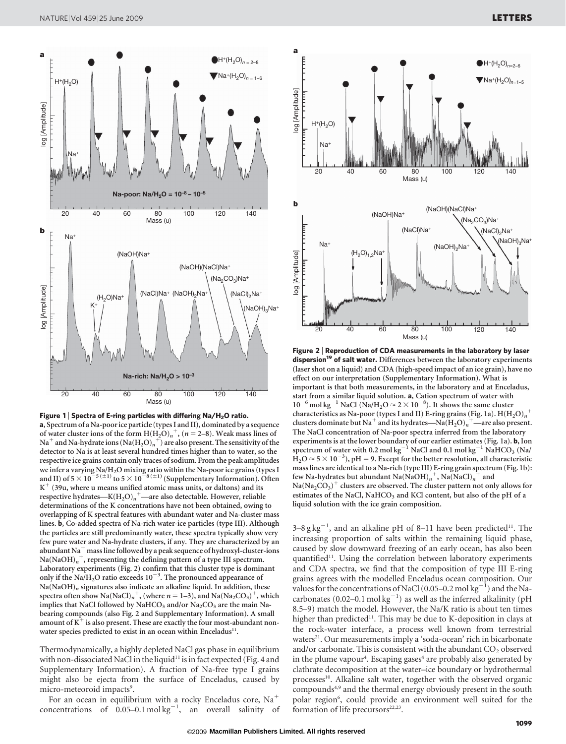**Figure 1 | Spectra of E-ring particles with differing Na/$H_2O$ ratio.** **a**, Spectrum of a Na-poor ice particle (types I and II), dominated by a sequence of water cluster ions of the form $H(H_2O)_n^+$, ($n$ = 2–8). Weak mass lines of $Na^+$ and Na-hydrate ions ($Na(H_2O)_n^+$) are also present. The sensitivity of the detector to Na is at least several hundred times higher than to water, so the respective ice grains contain only traces of sodium. From the peak amplitudes we infer a varying Na/$H_2O$ mixing ratio within the Na-poor ice grains (types I and II) of $5 \times 10^{-5(\pm 1)}$ to $5 \times 10^{-8(\pm 1)}$ (Supplementary Information). Often $K^+$ (39u, where u means unified atomic mass units, or daltons) and its respective hydrates—$K(H_2O)_n^+$—are also detectable. However, reliable determinations of the K concentrations have not been obtained, owing to overlapping of K spectral features with abundant water and Na-cluster mass lines. **b**, Co-added spectra of Na-rich water-ice particles (type III). Although the particles are still predominantly water, these spectra typically show very few pure water and Na-hydrate clusters, if any. They are characterized by an abundant $Na^+$ mass line followed by a peak sequence of hydroxyl-cluster-ions $Na(NaOH)_n^+$, representing the defining pattern of a type III spectrum. Laboratory experiments (Fig. 2) confirm that this cluster type is dominant only if the Na/$H_2O$ ratio exceeds $10^{-3}$. The pronounced appearance of $Na(NaOH)_n$ signatures also indicate an alkaline liquid. In addition, these spectra often show $Na(NaCl)_n^+$, (where $n$ = 1–3), and $Na(Na_2CO_3)^+$, which implies that NaCl followed by $NaHCO_3$ and/or $Na_2CO_3$ are the main Na-bearing compounds (also Fig. 2 and Supplementary Information). A small amount of $K^+$ is also present. These are exactly the four most-abundant non-water species predicted to exist in an ocean within Enceladus[11].

**Figure 2 | Reproduction of CDA measurements in the laboratory by laser dispersion[19] of salt water.** Differences between the laboratory experiments (laser shot on a liquid) and CDA (high-speed impact of an ice grain), have no effect on our interpretation (Supplementary Information). What is important is that both measurements, in the laboratory and at Enceladus, start from a similar liquid solution. **a**, Cation spectrum of water with $10^{-6}$ mol kg$^{-1}$ NaCl (Na/$H_2O \approx 2 \times 10^{-8}$). It shows the same cluster characteristics as Na-poor (types I and II) E-ring grains (Fig. 1a). $H(H_2O)_n^+$ clusters dominate but $Na^+$ and its hydrates—$Na(H_2O)_n^+$—are also present. The NaCl concentration of Na-poor spectra inferred from the laboratory experiments is at the lower boundary of our earlier estimates (Fig. 1a). **b**, Ion spectrum of water with 0.2 mol kg$^{-1}$ NaCl and 0.1 mol kg$^{-1}$ $NaHCO_3$ (Na/$H_2O \approx 5 \times 10^{-3}$), pH = 9. Except for the better resolution, all characteristic mass lines are identical to a Na-rich (type III) E-ring grain spectrum (Fig. 1b): few Na-hydrates but abundant $Na(NaOH)_n^+$, $Na(NaCl)_n^+$ and $Na(Na_2CO_3)^+$ clusters are observed. The cluster pattern not only allows for estimates of the NaCl, $NaHCO_3$ and KCl content, but also of the pH of a liquid solution with the ice grain composition.

Thermodynamically, a highly depleted NaCl gas phase in equilibrium with non-dissociated NaCl in the liquid[11] is in fact expected (Fig. 4 and Supplementary Information). A fraction of Na-free type I grains might also be ejecta from the surface of Enceladus, caused by micro-meteoroid impacts[9].

For an ocean in equilibrium with a rocky Enceladus core, $Na^+$ concentrations of 0.05–0.1 mol kg$^{-1}$, an overall salinity of 3–8 g kg$^{-1}$, and an alkaline pH of 8–11 have been predicted[11]. The increasing proportion of salts within the remaining liquid phase, caused by slow downward freezing of an early ocean, has also been quantified[11]. Using the correlation between laboratory experiments and CDA spectra, we find that the composition of type III E-ring grains agrees with the modelled Enceladus ocean composition. Our values for the concentrations of NaCl (0.05–0.2 mol kg$^{-1}$) and the Na-carbonates (0.02–0.1 mol kg$^{-1}$) as well as the inferred alkalinity (pH 8.5–9) match the model. However, the Na/K ratio is about ten times higher than predicted[11]. This may be due to K-deposition in clays at the rock-water interface, a process well known from terrestrial waters[21]. Our measurements imply a 'soda-ocean' rich in bicarbonate and/or carbonate. This is consistent with the abundant $CO_2$ observed in the plume vapour[4]. Escaping gases[4] are probably also generated by clathrate decomposition at the water–ice boundary or hydrothermal processes[10]. Alkaline salt water, together with the observed organic compounds[4,9] and the thermal energy obviously present in the south polar region[6], could provide an environment well suited for the formation of life precursors[22,23].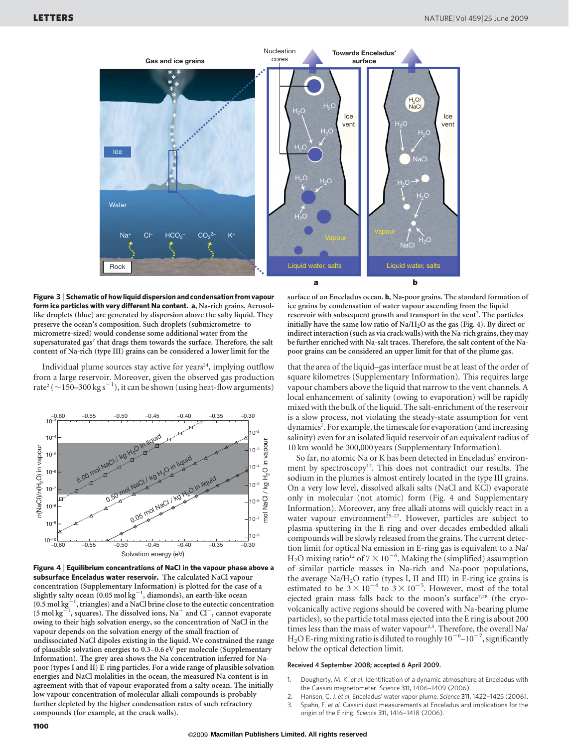**Figure 3 | Schematic of how liquid dispersion and condensation from vapour form ice particles with very different Na content. a**, Na-rich grains. Aerosol-like droplets (blue) are generated by dispersion above the salty liquid. They preserve the ocean's composition. Such droplets (submicrometre- to micrometre-sized) would condense some additional water from the supersaturated gas[7] that drags them towards the surface. Therefore, the salt content of Na-rich (type III) grains can be considered a lower limit for the surface of an Enceladus ocean. **b**, Na-poor grains. The standard formation of ice grains by condensation of water vapour ascending from the liquid reservoir with subsequent growth and transport in the vent[7]. The particles initially have the same low ratio of Na/$H_2O$ as the gas (Fig. 4). By direct or indirect interaction (such as via crack walls) with the Na-rich grains, they may be further enriched with Na-salt traces. Therefore, the salt content of the Na-poor grains can be considered an upper limit for that of the plume gas.

Individual plume sources stay active for years[24], implying outflow from a large reservoir. Moreover, given the observed gas production rate[2] (~150–300 kg $s^{-1}$), it can be shown (using heat-flow arguments) that the area of the liquid–gas interface must be at least of the order of square kilometres (Supplementary Information). This requires large vapour chambers above the liquid that narrow to the vent channels. A local enhancement of salinity (owing to evaporation) will be rapidly mixed with the bulk of the liquid. The salt-enrichment of the reservoir is a slow process, not violating the steady-state assumption for vent dynamics[7]. For example, the timescale for evaporation (and increasing salinity) even for an isolated liquid reservoir of an equivalent radius of 10 km would be 300,000 years (Supplementary Information).

So far, no atomic Na or K has been detected in Enceladus' environment by spectroscopy[12]. This does not contradict our results. The sodium in the plumes is almost entirely located in the type III grains. On a very low level, dissolved alkali salts (NaCl and KCl) evaporate only in molecular (not atomic) form (Fig. 4 and Supplementary Information). Moreover, any free alkali atoms will quickly react in a water vapour environment[25–27]. However, particles are subject to plasma sputtering in the E ring and over decades embedded alkali compounds will be slowly released from the grains. The current detection limit for optical Na emission in E-ring gas is equivalent to a Na/$H_2O$ mixing ratio[12] of $7\times10^{-6}$. Making the (simplified) assumption of similar particle masses in Na-rich and Na-poor populations, the average Na/$H_2O$ ratio (types I, II and III) in E-ring ice grains is estimated to be $3\times10^{-4}$ to $3\times10^{-5}$. However, most of the total ejected grain mass falls back to the moon's surface[7,28] (the cryovolcanically active regions should be covered with Na-bearing plume particles), so the particle total mass ejected into the E ring is about 200 times less than the mass of water vapour[2,5]. Therefore, the overall Na/$H_2O$ E-ring mixing ratio is diluted to roughly $10^{-6}$–$10^{-7}$, significantly below the optical detection limit.

**Figure 4 | Equilibrium concentrations of NaCl in the vapour phase above a subsurface Enceladus water reservoir.** The calculated NaCl vapour concentration (Supplementary Information) is plotted for the case of a slightly salty ocean (0.05 mol $kg^{-1}$, diamonds), an earth-like ocean (0.5 mol $kg^{-1}$, triangles) and a NaCl brine close to the eutectic concentration (5 mol $kg^{-1}$, squares). The dissolved ions, $Na^+$ and $Cl^-$, cannot evaporate owing to their high solvation energy, so the concentration of NaCl in the vapour depends on the solvation energy of the small fraction of undissociated NaCl dipoles existing in the liquid. We constrained the range of plausible solvation energies to 0.3–0.6 eV per molecule (Supplementary Information). The grey area shows the Na concentration inferred for Na-poor (types I and II) E-ring particles. For a wide range of plausible solvation energies and NaCl molalities in the ocean, the measured Na content is in agreement with that of vapour evaporated from a salty ocean. The initially low vapour concentration of molecular alkali compounds is probably further depleted by the higher condensation rates of such refractory compounds (for example, at the crack walls).

**Received 4 September 2008; accepted 6 April 2009.**

1. Dougherty, M. K. *et al.* Identification of a dynamic atmosphere at Enceladus with the Cassini magnetometer. *Science* 311, 1406–1409 (2006).
2. Hansen, C. J. *et al.* Enceladus' water vapor plume. *Science* 311, 1422–1425 (2006).
3. Spahn, F. *et al.* Cassini dust measurements at Enceladus and implications for the origin of the E ring. *Science* 311, 1416–1418 (2006).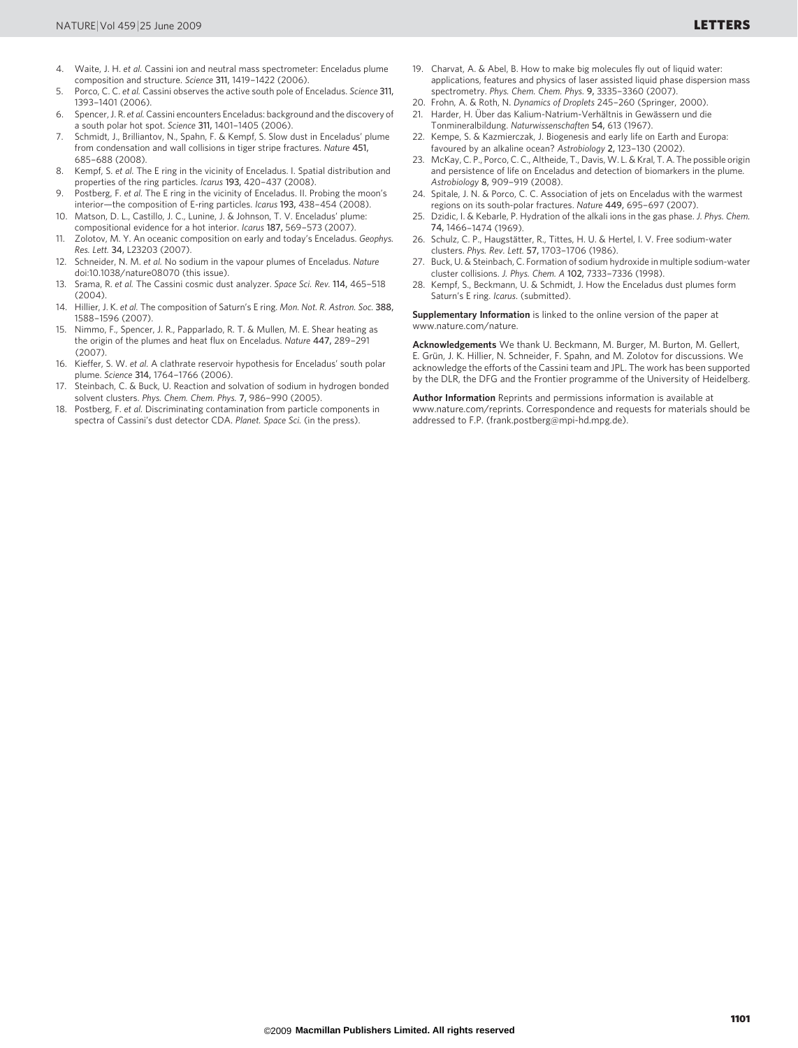4. Waite, J. H. *et al.* Cassini ion and neutral mass spectrometer: Enceladus plume composition and structure. *Science* **311,** 1419–1422 (2006).
5. Porco, C. C. *et al.* Cassini observes the active south pole of Enceladus. *Science* **311,** 1393–1401 (2006).
6. Spencer, J. R. *et al.* Cassini encounters Enceladus: background and the discovery of a south polar hot spot. *Science* **311,** 1401–1405 (2006).
7. Schmidt, J., Brilliantov, N., Spahn, F. & Kempf, S. Slow dust in Enceladus' plume from condensation and wall collisions in tiger stripe fractures. *Nature* **451,** 685–688 (2008).
8. Kempf, S. *et al.* The E ring in the vicinity of Enceladus. I. Spatial distribution and properties of the ring particles. *Icarus* **193,** 420–437 (2008).
9. Postberg, F. *et al.* The E ring in the vicinity of Enceladus. II. Probing the moon's interior—the composition of E-ring particles. *Icarus* **193,** 438–454 (2008).
10. Matson, D. L., Castillo, J. C., Lunine, J. & Johnson, T. V. Enceladus' plume: compositional evidence for a hot interior. *Icarus* **187,** 569–573 (2007).
11. Zolotov, M. Y. An oceanic composition on early and today's Enceladus. *Geophys. Res. Lett.* **34,** L23203 (2007).
12. Schneider, N. M. *et al.* No sodium in the vapour plumes of Enceladus. *Nature* doi:10.1038/nature08070 (this issue).
13. Srama, R. *et al.* The Cassini cosmic dust analyzer. *Space Sci. Rev.* **114,** 465–518 (2004).
14. Hillier, J. K. *et al.* The composition of Saturn's E ring. *Mon. Not. R. Astron. Soc.* **388,** 1588–1596 (2007).
15. Nimmo, F., Spencer, J. R., Papparlado, R. T. & Mullen, M. E. Shear heating as the origin of the plumes and heat flux on Enceladus. *Nature* **447,** 289–291 (2007).
16. Kieffer, S. W. *et al.* A clathrate reservoir hypothesis for Enceladus' south polar plume. *Science* **314,** 1764–1766 (2006).
17. Steinbach, C. & Buck, U. Reaction and solvation of sodium in hydrogen bonded solvent clusters. *Phys. Chem. Chem. Phys.* **7,** 986–990 (2005).
18. Postberg, F. *et al.* Discriminating contamination from particle components in spectra of Cassini's dust detector CDA. *Planet. Space Sci.* (in the press).
19. Charvat, A. & Abel, B. How to make big molecules fly out of liquid water: applications, features and physics of laser assisted liquid phase dispersion mass spectrometry. *Phys. Chem. Chem. Phys.* **9,** 3335–3360 (2007).
20. Frohn, A. & Roth, N. *Dynamics of Droplets* 245–260 (Springer, 2000).
21. Harder, H. Über das Kalium-Natrium-Verhältnis in Gewässern und die Tonmineralbildung. *Naturwissenschaften* **54,** 613 (1967).
22. Kempe, S. & Kazmierczak, J. Biogenesis and early life on Earth and Europa: favoured by an alkaline ocean? *Astrobiology* **2,** 123–130 (2002).
23. McKay, C. P., Porco, C. C., Altheide, T., Davis, W. L. & Kral, T. A. The possible origin and persistence of life on Enceladus and detection of biomarkers in the plume. *Astrobiology* **8,** 909–919 (2008).
24. Spitale, J. N. & Porco, C. C. Association of jets on Enceladus with the warmest regions on its south-polar fractures. *Nature* **449,** 695–697 (2007).
25. Dzidic, I. & Kebarle, P. Hydration of the alkali ions in the gas phase. *J. Phys. Chem.* **74,** 1466–1474 (1969).
26. Schulz, C. P., Haugstätter, R., Tittes, H. U. & Hertel, I. V. Free sodium-water clusters. *Phys. Rev. Lett.* **57,** 1703–1706 (1986).
27. Buck, U. & Steinbach, C. Formation of sodium hydroxide in multiple sodium-water cluster collisions. *J. Phys. Chem. A* **102,** 7333–7336 (1998).
28. Kempf, S., Beckmann, U. & Schmidt, J. How the Enceladus dust plumes form Saturn's E ring. *Icarus.* (submitted).

**Supplementary Information** is linked to the online version of the paper at www.nature.com/nature.

**Acknowledgements** We thank U. Beckmann, M. Burger, M. Burton, M. Gellert, E. Grün, J. K. Hillier, N. Schneider, F. Spahn, and M. Zolotov for discussions. We acknowledge the efforts of the Cassini team and JPL. The work has been supported by the DLR, the DFG and the Frontier programme of the University of Heidelberg.

**Author Information** Reprints and permissions information is available at www.nature.com/reprints. Correspondence and requests for materials should be addressed to F.P. (frank.postberg@mpi-hd.mpg.de).